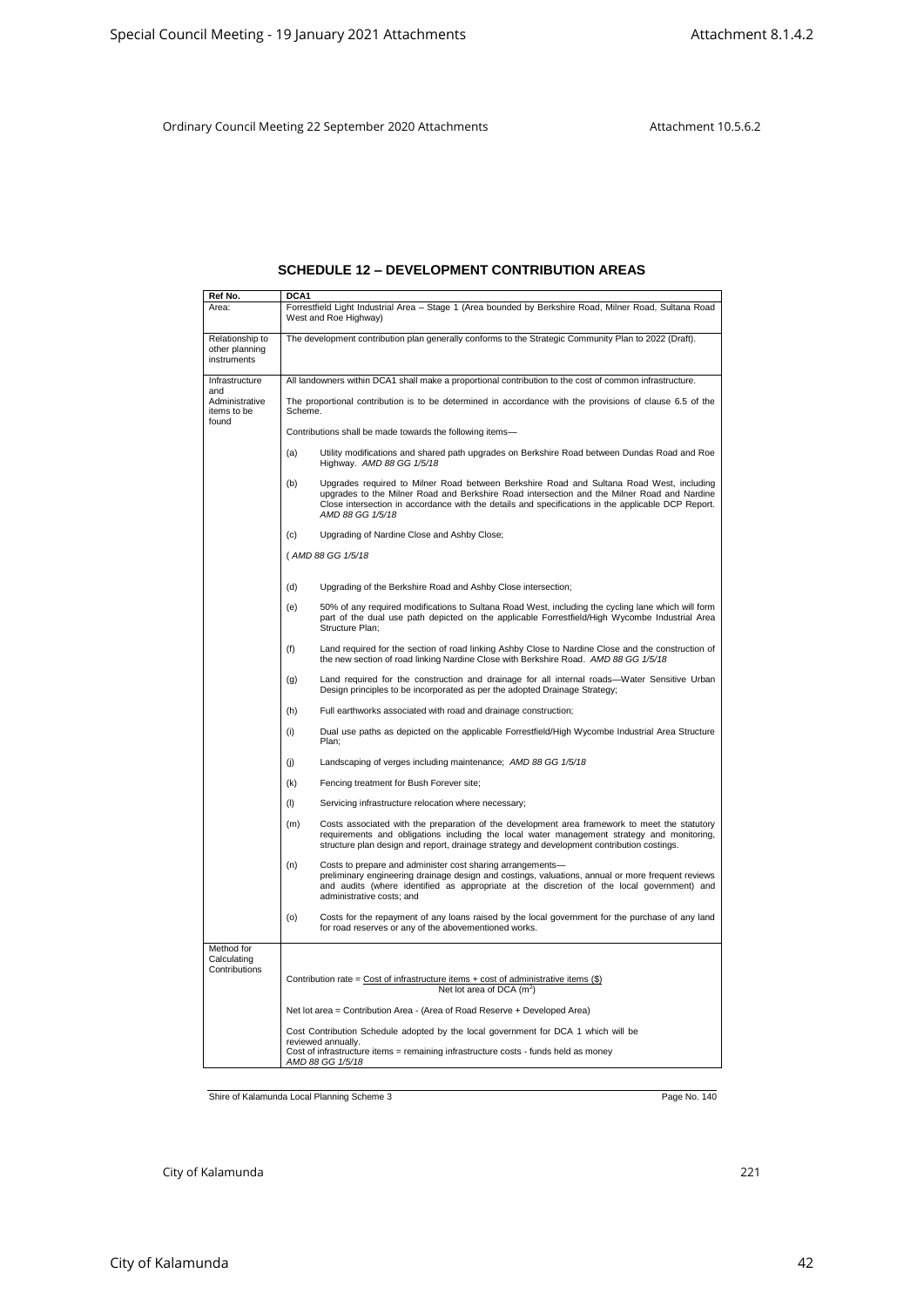# SCHEDULE 12 – DEVELOPMENT CONTRIBUTION AREAS

| Ref No. | DCA1 |
|---|---|
| Area: | Forrestfield Light Industrial Area – Stage 1 (Area bounded by Berkshire Road, Milner Road, Sultana Road West and Roe Highway) |
| Relationship to other planning instruments | The development contribution plan generally conforms to the Strategic Community Plan to 2022 (Draft). |
| Infrastructure and Administrative items to be found | All landowners within DCA1 shall make a proportional contribution to the cost of common infrastructure.<br><br>The proportional contribution is to be determined in accordance with the provisions of clause 6.5 of the Scheme.<br><br>Contributions shall be made towards the following items—<br><br>(a) Utility modifications and shared path upgrades on Berkshire Road between Dundas Road and Roe Highway. *AMD 88 GG 1/5/18*<br><br>(b) Upgrades required to Milner Road between Berkshire Road and Sultana Road West, including upgrades to the Milner Road and Berkshire Road intersection and the Milner Road and Nardine Close intersection in accordance with the details and specifications in the applicable DCP Report. *AMD 88 GG 1/5/18*<br><br>(c) Upgrading of Nardine Close and Ashby Close;<br><br>( *AMD 88 GG 1/5/18*<br><br>(d) Upgrading of the Berkshire Road and Ashby Close intersection;<br><br>(e) 50% of any required modifications to Sultana Road West, including the cycling lane which will form part of the dual use path depicted on the applicable Forrestfield/High Wycombe Industrial Area Structure Plan;<br><br>(f) Land required for the section of road linking Ashby Close to Nardine Close and the construction of the new section of road linking Nardine Close with Berkshire Road. *AMD 88 GG 1/5/18*<br><br>(g) Land required for the construction and drainage for all internal roads—Water Sensitive Urban Design principles to be incorporated as per the adopted Drainage Strategy;<br><br>(h) Full earthworks associated with road and drainage construction;<br><br>(i) Dual use paths as depicted on the applicable Forrestfield/High Wycombe Industrial Area Structure Plan;<br><br>(j) Landscaping of verges including maintenance; *AMD 88 GG 1/5/18*<br><br>(k) Fencing treatment for Bush Forever site;<br><br>(l) Servicing infrastructure relocation where necessary;<br><br>(m) Costs associated with the preparation of the development area framework to meet the statutory requirements and obligations including the local water management strategy and monitoring, structure plan design and report, drainage strategy and development contribution costings.<br><br>(n) Costs to prepare and administer cost sharing arrangements— preliminary engineering drainage design and costings, valuations, annual or more frequent reviews and audits (where identified as appropriate at the discretion of the local government) and administrative costs; and<br><br>(o) Costs for the repayment of any loans raised by the local government for the purchase of any land for road reserves or any of the abovementioned works. |
| Method for Calculating Contributions | Contribution rate = $\frac{\text{Cost of infrastructure items + cost of administrative items (\$)}}{\text{Net lot area of DCA (m}^2\text{)}}$<br><br>Net lot area = Contribution Area - (Area of Road Reserve + Developed Area)<br><br>Cost Contribution Schedule adopted by the local government for DCA 1 which will be reviewed annually.<br>Cost of infrastructure items = remaining infrastructure costs - funds held as money<br>*AMD 88 GG 1/5/18* |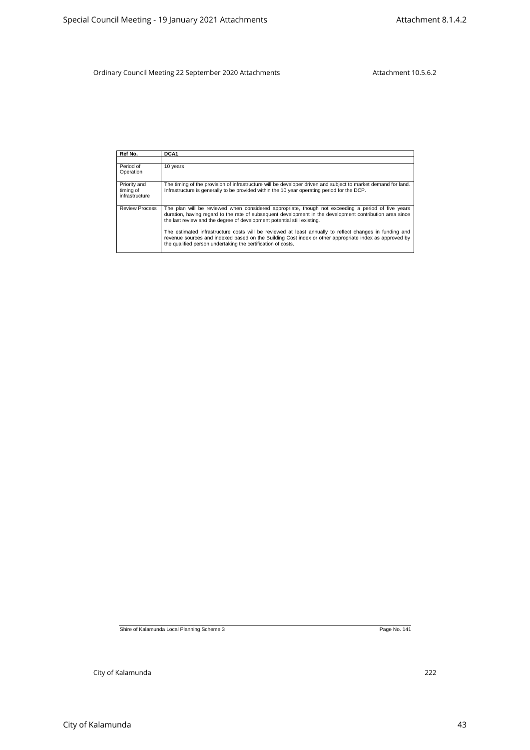| Ref No. | DCA1 |
| --- | --- |
| | |
| Period of Operation | 10 years |
| Priority and timing of infrastructure | The timing of the provision of infrastructure will be developer driven and subject to market demand for land. Infrastructure is generally to be provided within the 10 year operating period for the DCP. |
| Review Process | The plan will be reviewed when considered appropriate, though not exceeding a period of five years duration, having regard to the rate of subsequent development in the development contribution area since the last review and the degree of development potential still existing.<br><br>The estimated infrastructure costs will be reviewed at least annually to reflect changes in funding and revenue sources and indexed based on the Building Cost index or other appropriate index as approved by the qualified person undertaking the certification of costs. |